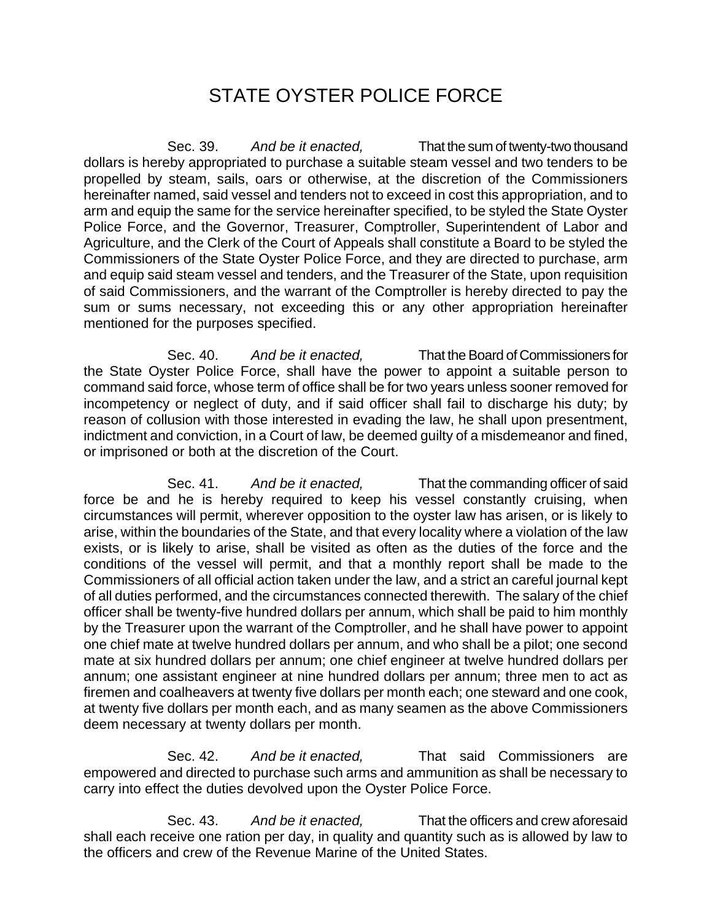# STATE OYSTER POLICE FORCE

Sec. 39. *And be it enacted,* That the sum of twenty-two thousand dollars is hereby appropriated to purchase a suitable steam vessel and two tenders to be propelled by steam, sails, oars or otherwise, at the discretion of the Commissioners hereinafter named, said vessel and tenders not to exceed in cost this appropriation, and to arm and equip the same for the service hereinafter specified, to be styled the State Oyster Police Force, and the Governor, Treasurer, Comptroller, Superintendent of Labor and Agriculture, and the Clerk of the Court of Appeals shall constitute a Board to be styled the Commissioners of the State Oyster Police Force, and they are directed to purchase, arm and equip said steam vessel and tenders, and the Treasurer of the State, upon requisition of said Commissioners, and the warrant of the Comptroller is hereby directed to pay the sum or sums necessary, not exceeding this or any other appropriation hereinafter mentioned for the purposes specified.

Sec. 40. *And be it enacted,* That the Board of Commissioners for the State Oyster Police Force, shall have the power to appoint a suitable person to command said force, whose term of office shall be for two years unless sooner removed for incompetency or neglect of duty, and if said officer shall fail to discharge his duty; by reason of collusion with those interested in evading the law, he shall upon presentment, indictment and conviction, in a Court of law, be deemed guilty of a misdemeanor and fined, or imprisoned or both at the discretion of the Court.

Sec. 41. *And be it enacted,* That the commanding officer of said force be and he is hereby required to keep his vessel constantly cruising, when circumstances will permit, wherever opposition to the oyster law has arisen, or is likely to arise, within the boundaries of the State, and that every locality where a violation of the law exists, or is likely to arise, shall be visited as often as the duties of the force and the conditions of the vessel will permit, and that a monthly report shall be made to the Commissioners of all official action taken under the law, and a strict an careful journal kept of all duties performed, and the circumstances connected therewith. The salary of the chief officer shall be twenty-five hundred dollars per annum, which shall be paid to him monthly by the Treasurer upon the warrant of the Comptroller, and he shall have power to appoint one chief mate at twelve hundred dollars per annum, and who shall be a pilot; one second mate at six hundred dollars per annum; one chief engineer at twelve hundred dollars per annum; one assistant engineer at nine hundred dollars per annum; three men to act as firemen and coalheavers at twenty five dollars per month each; one steward and one cook, at twenty five dollars per month each, and as many seamen as the above Commissioners deem necessary at twenty dollars per month.

Sec. 42. *And be it enacted,* That said Commissioners are empowered and directed to purchase such arms and ammunition as shall be necessary to carry into effect the duties devolved upon the Oyster Police Force.

Sec. 43. *And be it enacted,* That the officers and crew aforesaid shall each receive one ration per day, in quality and quantity such as is allowed by law to the officers and crew of the Revenue Marine of the United States.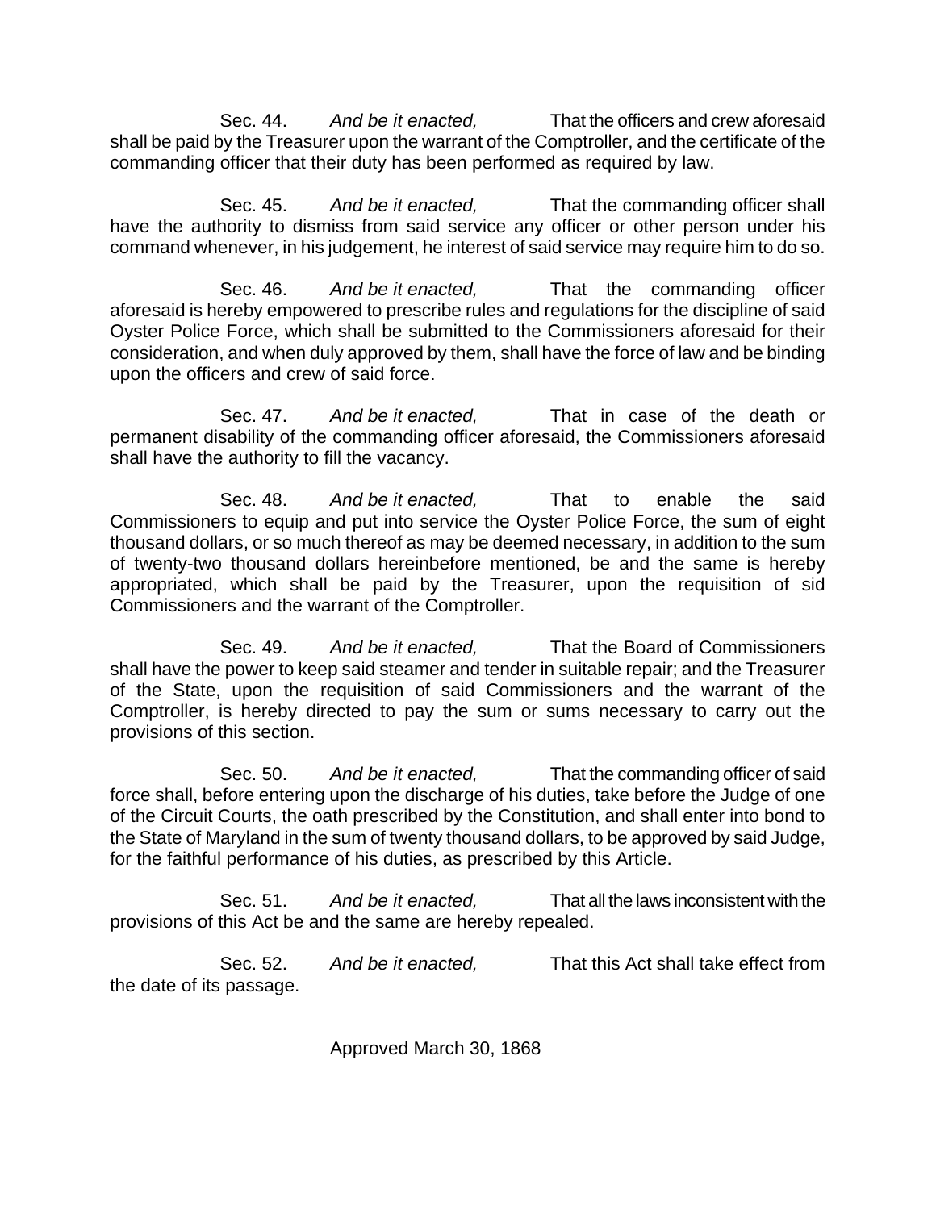Sec. 44. *And be it enacted,* That the officers and crew aforesaid shall be paid by the Treasurer upon the warrant of the Comptroller, and the certificate of the commanding officer that their duty has been performed as required by law.

Sec. 45. *And be it enacted,* That the commanding officer shall have the authority to dismiss from said service any officer or other person under his command whenever, in his judgement, he interest of said service may require him to do so.

Sec. 46. *And be it enacted,* That the commanding officer aforesaid is hereby empowered to prescribe rules and regulations for the discipline of said Oyster Police Force, which shall be submitted to the Commissioners aforesaid for their consideration, and when duly approved by them, shall have the force of law and be binding upon the officers and crew of said force.

Sec. 47. *And be it enacted,* That in case of the death or permanent disability of the commanding officer aforesaid, the Commissioners aforesaid shall have the authority to fill the vacancy.

Sec. 48. *And be it enacted,* That to enable the said Commissioners to equip and put into service the Oyster Police Force, the sum of eight thousand dollars, or so much thereof as may be deemed necessary, in addition to the sum of twenty-two thousand dollars hereinbefore mentioned, be and the same is hereby appropriated, which shall be paid by the Treasurer, upon the requisition of sid Commissioners and the warrant of the Comptroller.

Sec. 49. *And be it enacted,* That the Board of Commissioners shall have the power to keep said steamer and tender in suitable repair; and the Treasurer of the State, upon the requisition of said Commissioners and the warrant of the Comptroller, is hereby directed to pay the sum or sums necessary to carry out the provisions of this section.

Sec. 50. *And be it enacted,* That the commanding officer of said force shall, before entering upon the discharge of his duties, take before the Judge of one of the Circuit Courts, the oath prescribed by the Constitution, and shall enter into bond to the State of Maryland in the sum of twenty thousand dollars, to be approved by said Judge, for the faithful performance of his duties, as prescribed by this Article.

Sec. 51. *And be it enacted,* That all the laws inconsistent with the provisions of this Act be and the same are hereby repealed.

Sec. 52. *And be it enacted,* That this Act shall take effect from the date of its passage.

Approved March 30, 1868